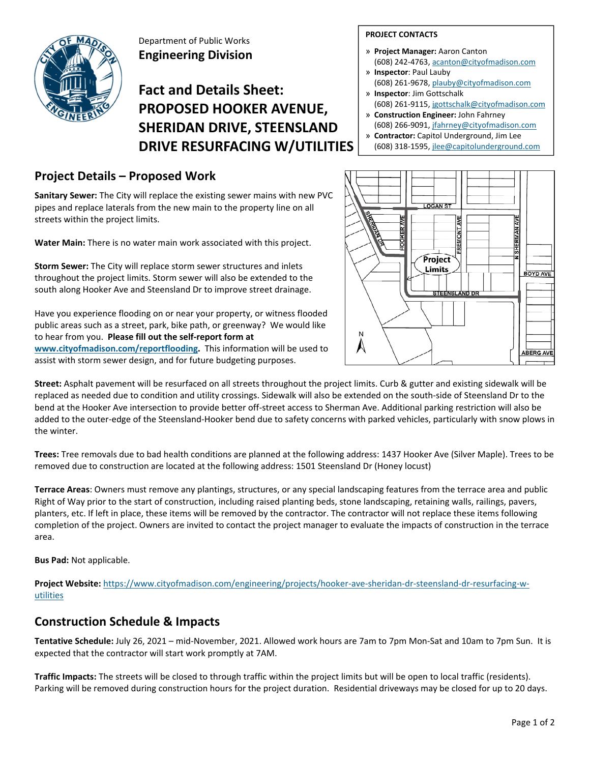Department of Public Works
**Engineering Division**

# Fact and Details Sheet: PROPOSED HOOKER AVENUE, SHERIDAN DRIVE, STEENSLAND DRIVE RESURFACING W/UTILITIES

**PROJECT CONTACTS**

- **Project Manager:** Aaron Canton
  (608) 242-4763, acanton@cityofmadison.com
- **Inspector**: Paul Lauby
  (608) 261-9678, plauby@cityofmadison.com
- **Inspector**: Jim Gottschalk
  (608) 261-9115, jgottschalk@cityofmadison.com
- **Construction Engineer:** John Fahrney
  (608) 266-9091, jfahrney@cityofmadison.com
- **Contractor:** Capitol Underground, Jim Lee
  (608) 318-1595, jlee@capitolunderground.com

## Project Details – Proposed Work

**Sanitary Sewer:** The City will replace the existing sewer mains with new PVC pipes and replace laterals from the new main to the property line on all streets within the project limits.

**Water Main:** There is no water main work associated with this project.

**Storm Sewer:** The City will replace storm sewer structures and inlets throughout the project limits. Storm sewer will also be extended to the south along Hooker Ave and Steensland Dr to improve street drainage.

Have you experience flooding on or near your property, or witness flooded public areas such as a street, park, bike path, or greenway? We would like to hear from you. **Please fill out the self-report form at www.cityofmadison.com/reportflooding.** This information will be used to assist with storm sewer design, and for future budgeting purposes.

**Street:** Asphalt pavement will be resurfaced on all streets throughout the project limits. Curb & gutter and existing sidewalk will be replaced as needed due to condition and utility crossings. Sidewalk will also be extended on the south-side of Steensland Dr to the bend at the Hooker Ave intersection to provide better off-street access to Sherman Ave. Additional parking restriction will also be added to the outer-edge of the Steensland-Hooker bend due to safety concerns with parked vehicles, particularly with snow plows in the winter.

**Trees:** Tree removals due to bad health conditions are planned at the following address: 1437 Hooker Ave (Silver Maple). Trees to be removed due to construction are located at the following address: 1501 Steensland Dr (Honey locust)

**Terrace Areas**: Owners must remove any plantings, structures, or any special landscaping features from the terrace area and public Right of Way prior to the start of construction, including raised planting beds, stone landscaping, retaining walls, railings, pavers, planters, etc. If left in place, these items will be removed by the contractor. The contractor will not replace these items following completion of the project. Owners are invited to contact the project manager to evaluate the impacts of construction in the terrace area.

**Bus Pad:** Not applicable.

**Project Website:** https://www.cityofmadison.com/engineering/projects/hooker-ave-sheridan-dr-steensland-dr-resurfacing-w-utilities

## Construction Schedule & Impacts

**Tentative Schedule:** July 26, 2021 – mid-November, 2021. Allowed work hours are 7am to 7pm Mon-Sat and 10am to 7pm Sun. It is expected that the contractor will start work promptly at 7AM.

**Traffic Impacts:** The streets will be closed to through traffic within the project limits but will be open to local traffic (residents). Parking will be removed during construction hours for the project duration. Residential driveways may be closed for up to 20 days.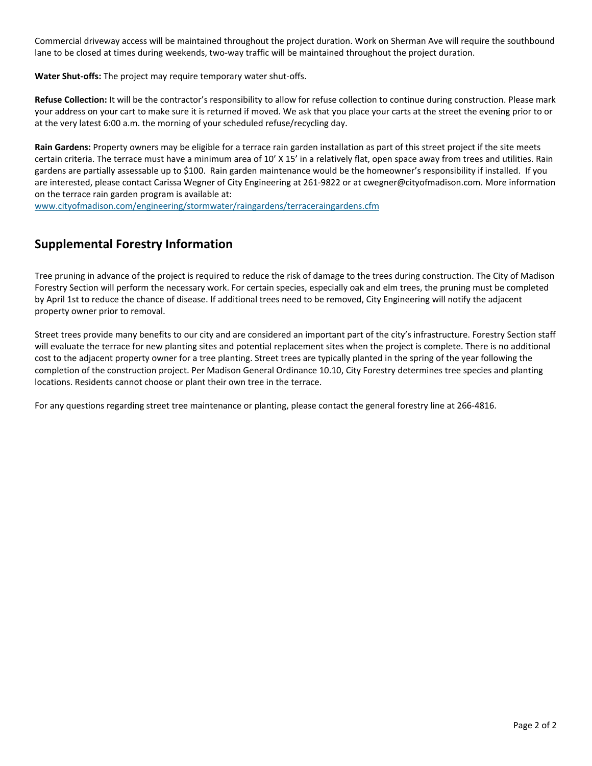Commercial driveway access will be maintained throughout the project duration. Work on Sherman Ave will require the southbound lane to be closed at times during weekends, two-way traffic will be maintained throughout the project duration.

**Water Shut-offs:** The project may require temporary water shut-offs.

**Refuse Collection:** It will be the contractor's responsibility to allow for refuse collection to continue during construction. Please mark your address on your cart to make sure it is returned if moved. We ask that you place your carts at the street the evening prior to or at the very latest 6:00 a.m. the morning of your scheduled refuse/recycling day.

**Rain Gardens:** Property owners may be eligible for a terrace rain garden installation as part of this street project if the site meets certain criteria. The terrace must have a minimum area of 10' X 15' in a relatively flat, open space away from trees and utilities. Rain gardens are partially assessable up to $100. Rain garden maintenance would be the homeowner's responsibility if installed. If you are interested, please contact Carissa Wegner of City Engineering at 261-9822 or at cwegner@cityofmadison.com. More information on the terrace rain garden program is available at:
[www.cityofmadison.com/engineering/stormwater/raingardens/terraceraingardens.cfm](www.cityofmadison.com/engineering/stormwater/raingardens/terraceraingardens.cfm)

## Supplemental Forestry Information

Tree pruning in advance of the project is required to reduce the risk of damage to the trees during construction. The City of Madison Forestry Section will perform the necessary work. For certain species, especially oak and elm trees, the pruning must be completed by April 1st to reduce the chance of disease. If additional trees need to be removed, City Engineering will notify the adjacent property owner prior to removal.

Street trees provide many benefits to our city and are considered an important part of the city's infrastructure. Forestry Section staff will evaluate the terrace for new planting sites and potential replacement sites when the project is complete. There is no additional cost to the adjacent property owner for a tree planting. Street trees are typically planted in the spring of the year following the completion of the construction project. Per Madison General Ordinance 10.10, City Forestry determines tree species and planting locations. Residents cannot choose or plant their own tree in the terrace.

For any questions regarding street tree maintenance or planting, please contact the general forestry line at 266-4816.